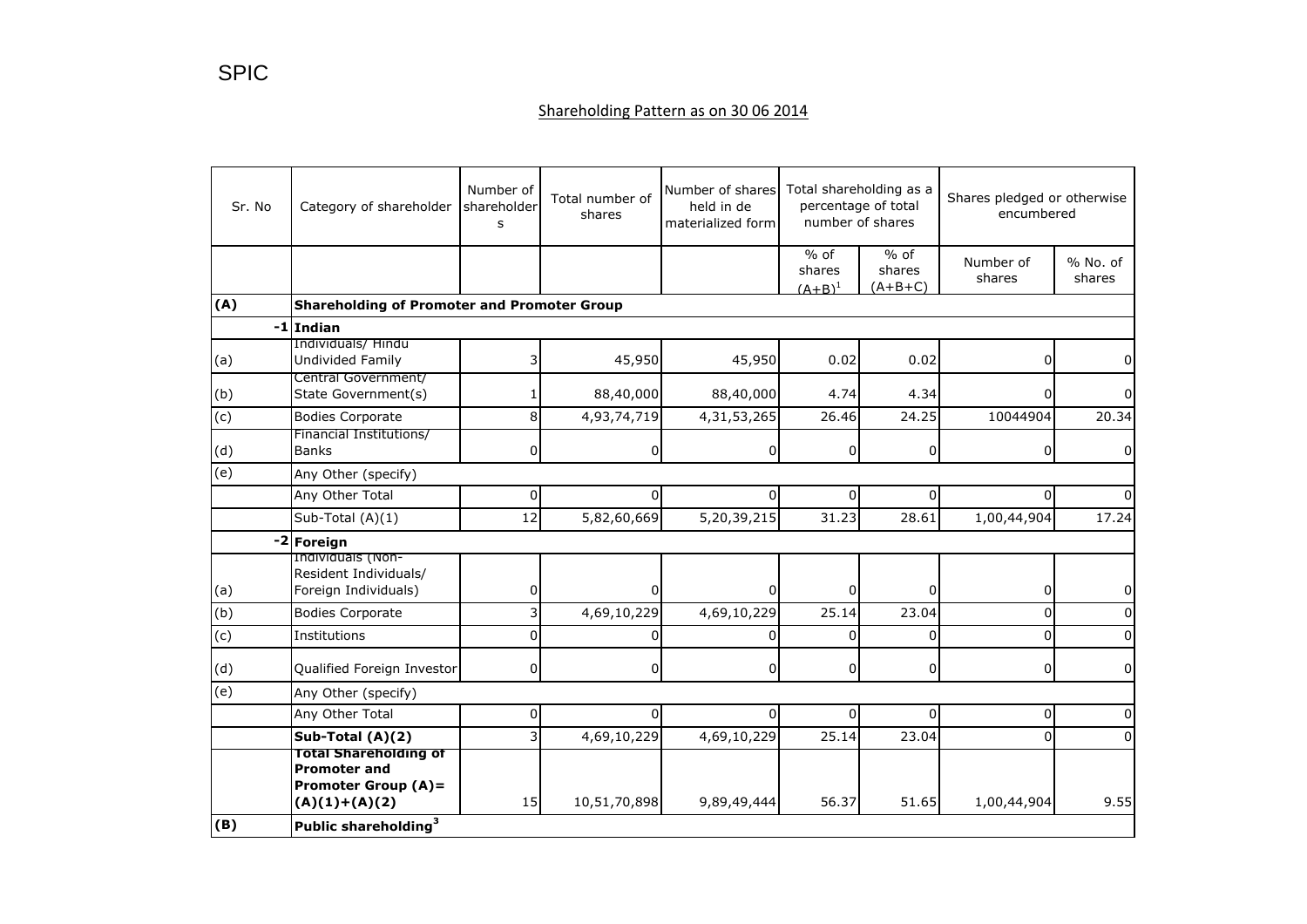SPIC

## Shareholding Pattern as on 30 06 2014

| Sr. No | Category of shareholder | Number of shareholders | Total number of shares | Number of shares held in de materialized form | Total shareholding as a percentage of total number of shares | | Shares pledged or otherwise encumbered | |
|---|---|---|---|---|---|---|---|---|
| | | | | | % of shares (A+B)[1] | % of shares (A+B+C) | Number of shares | % No. of shares |
| **(A)** | **Shareholding of Promoter and Promoter Group** | | | | | | | |
| -1 | **Indian** | | | | | | | |
| (a) | Individuals/ Hindu Undivided Family | 3 | 45,950 | 45,950 | 0.02 | 0.02 | 0 | 0 |
| (b) | Central Government/ State Government(s) | 1 | 88,40,000 | 88,40,000 | 4.74 | 4.34 | 0 | 0 |
| (c) | Bodies Corporate | 8 | 4,93,74,719 | 4,31,53,265 | 26.46 | 24.25 | 10044904 | 20.34 |
| (d) | Financial Institutions/ Banks | 0 | 0 | 0 | 0 | 0 | 0 | 0 |
| (e) | Any Other (specify) | | | | | | | |
| | Any Other Total | 0 | 0 | 0 | 0 | 0 | 0 | 0 |
| | Sub-Total (A)(1) | 12 | 5,82,60,669 | 5,20,39,215 | 31.23 | 28.61 | 1,00,44,904 | 17.24 |
| -2 | **Foreign** | | | | | | | |
| (a) | Individuals (Non-Resident Individuals/ Foreign Individuals) | 0 | 0 | 0 | 0 | 0 | 0 | 0 |
| (b) | Bodies Corporate | 3 | 4,69,10,229 | 4,69,10,229 | 25.14 | 23.04 | 0 | 0 |
| (c) | Institutions | 0 | 0 | 0 | 0 | 0 | 0 | 0 |
| (d) | Qualified Foreign Investor | 0 | 0 | 0 | 0 | 0 | 0 | 0 |
| (e) | Any Other (specify) | | | | | | | |
| | Any Other Total | 0 | 0 | 0 | 0 | 0 | 0 | 0 |
| | **Sub-Total (A)(2)** | 3 | 4,69,10,229 | 4,69,10,229 | 25.14 | 23.04 | 0 | 0 |
| | **Total Shareholding of Promoter and Promoter Group (A)= (A)(1)+(A)(2)** | 15 | 10,51,70,898 | 9,89,49,444 | 56.37 | 51.65 | 1,00,44,904 | 9.55 |
| **(B)** | **Public shareholding[3]** | | | | | | | |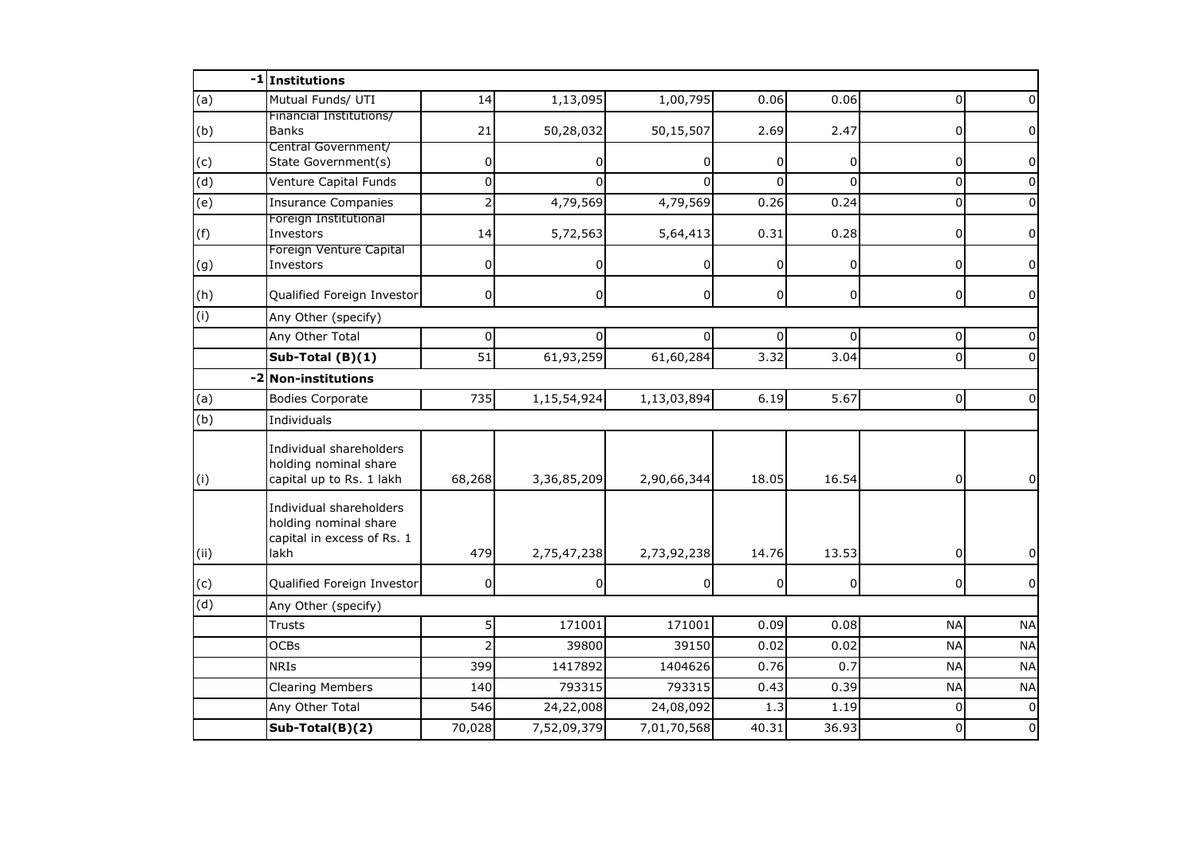| | | | | | | | | |
|---|---|---|---|---|---|---|---|---|
| -1 | **Institutions** | | | | | | | |
| (a) | Mutual Funds/ UTI | 14 | 1,13,095 | 1,00,795 | 0.06 | 0.06 | 0 | 0 |
| (b) | Financial Institutions/ Banks | 21 | 50,28,032 | 50,15,507 | 2.69 | 2.47 | 0 | 0 |
| (c) | Central Government/ State Government(s) | 0 | 0 | 0 | 0 | 0 | 0 | 0 |
| (d) | Venture Capital Funds | 0 | 0 | 0 | 0 | 0 | 0 | 0 |
| (e) | Insurance Companies | 2 | 4,79,569 | 4,79,569 | 0.26 | 0.24 | 0 | 0 |
| (f) | Foreign Institutional Investors | 14 | 5,72,563 | 5,64,413 | 0.31 | 0.28 | 0 | 0 |
| (g) | Foreign Venture Capital Investors | 0 | 0 | 0 | 0 | 0 | 0 | 0 |
| (h) | Qualified Foreign Investor | 0 | 0 | 0 | 0 | 0 | 0 | 0 |
| (i) | Any Other (specify) | | | | | | | |
| | Any Other Total | 0 | 0 | 0 | 0 | 0 | 0 | 0 |
| | **Sub-Total (B)(1)** | 51 | 61,93,259 | 61,60,284 | 3.32 | 3.04 | 0 | 0 |
| -2 | **Non-institutions** | | | | | | | |
| (a) | Bodies Corporate | 735 | 1,15,54,924 | 1,13,03,894 | 6.19 | 5.67 | 0 | 0 |
| (b) | Individuals | | | | | | | |
| (i) | Individual shareholders holding nominal share capital up to Rs. 1 lakh | 68,268 | 3,36,85,209 | 2,90,66,344 | 18.05 | 16.54 | 0 | 0 |
| (ii) | Individual shareholders holding nominal share capital in excess of Rs. 1 lakh | 479 | 2,75,47,238 | 2,73,92,238 | 14.76 | 13.53 | 0 | 0 |
| (c) | Qualified Foreign Investor | 0 | 0 | 0 | 0 | 0 | 0 | 0 |
| (d) | Any Other (specify) | | | | | | | |
| | Trusts | 5 | 171001 | 171001 | 0.09 | 0.08 | NA | NA |
| | OCBs | 2 | 39800 | 39150 | 0.02 | 0.02 | NA | NA |
| | NRIs | 399 | 1417892 | 1404626 | 0.76 | 0.7 | NA | NA |
| | Clearing Members | 140 | 793315 | 793315 | 0.43 | 0.39 | NA | NA |
| | Any Other Total | 546 | 24,22,008 | 24,08,092 | 1.3 | 1.19 | 0 | 0 |
| | **Sub-Total(B)(2)** | 70,028 | 7,52,09,379 | 7,01,70,568 | 40.31 | 36.93 | 0 | 0 |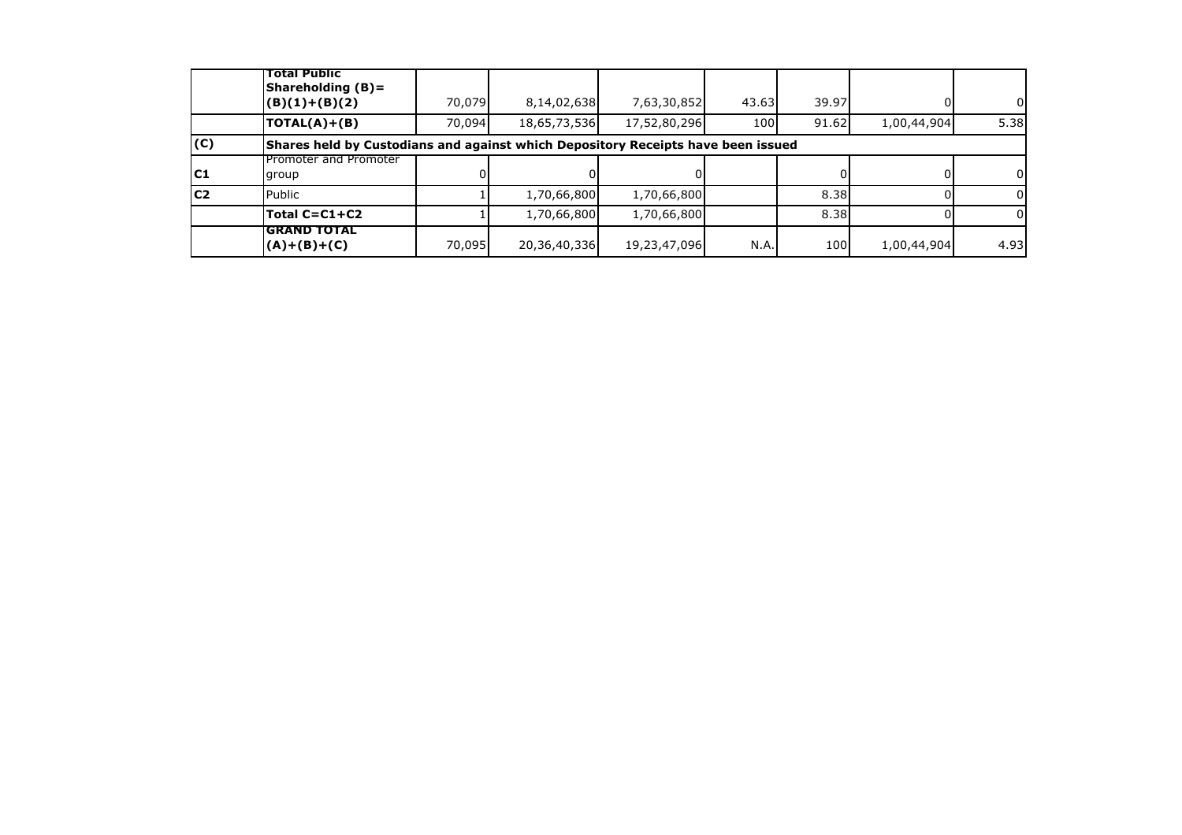| | | | | | | | | |
|---|---|---|---|---|---|---|---|---|
| | **Total Public Shareholding (B)= (B)(1)+(B)(2)** | 70,079 | 8,14,02,638 | 7,63,30,852 | 43.63 | 39.97 | 0 | 0 |
| | **TOTAL(A)+(B)** | 70,094 | 18,65,73,536 | 17,52,80,296 | 100 | 91.62 | 1,00,44,904 | 5.38 |
| **(C)** | **Shares held by Custodians and against which Depository Receipts have been issued** | | | | | | | |
| **C1** | Promoter and Promoter group | 0 | 0 | 0 | | 0 | 0 | 0 |
| **C2** | Public | 1 | 1,70,66,800 | 1,70,66,800 | | 8.38 | 0 | 0 |
| | **Total C=C1+C2** | 1 | 1,70,66,800 | 1,70,66,800 | | 8.38 | 0 | 0 |
| | **GRAND TOTAL (A)+(B)+(C)** | 70,095 | 20,36,40,336 | 19,23,47,096 | N.A. | 100 | 1,00,44,904 | 4.93 |